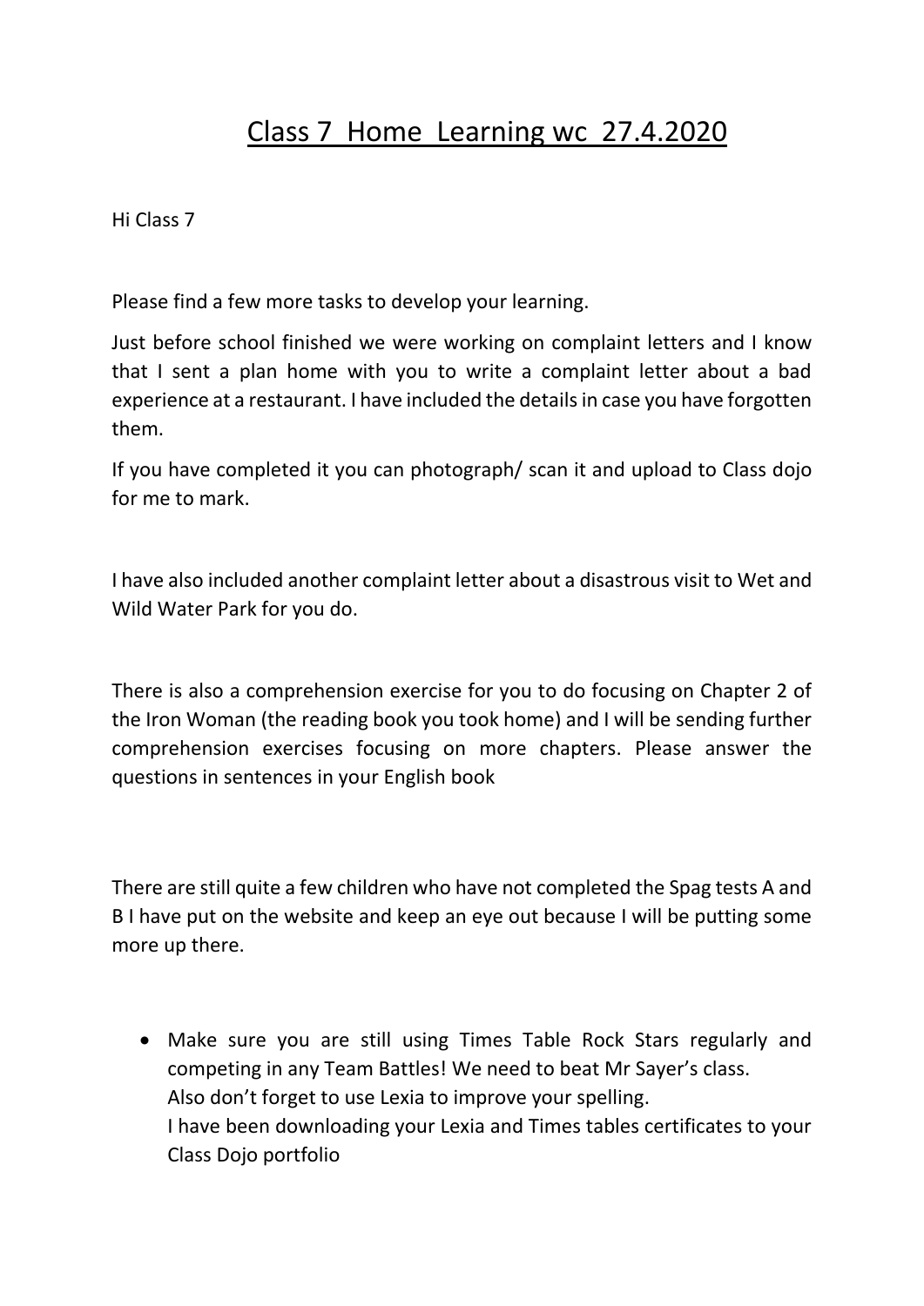# Class 7 Home Learning wc 27.4.2020

Hi Class 7

Please find a few more tasks to develop your learning.

Just before school finished we were working on complaint letters and I know that I sent a plan home with you to write a complaint letter about a bad experience at a restaurant. I have included the details in case you have forgotten them.

If you have completed it you can photograph/ scan it and upload to Class dojo for me to mark.

I have also included another complaint letter about a disastrous visit to Wet and Wild Water Park for you do.

There is also a comprehension exercise for you to do focusing on Chapter 2 of the Iron Woman (the reading book you took home) and I will be sending further comprehension exercises focusing on more chapters. Please answer the questions in sentences in your English book

There are still quite a few children who have not completed the Spag tests A and B I have put on the website and keep an eye out because I will be putting some more up there.

- Make sure you are still using Times Table Rock Stars regularly and competing in any Team Battles! We need to beat Mr Sayer's class.
  Also don't forget to use Lexia to improve your spelling.
  I have been downloading your Lexia and Times tables certificates to your Class Dojo portfolio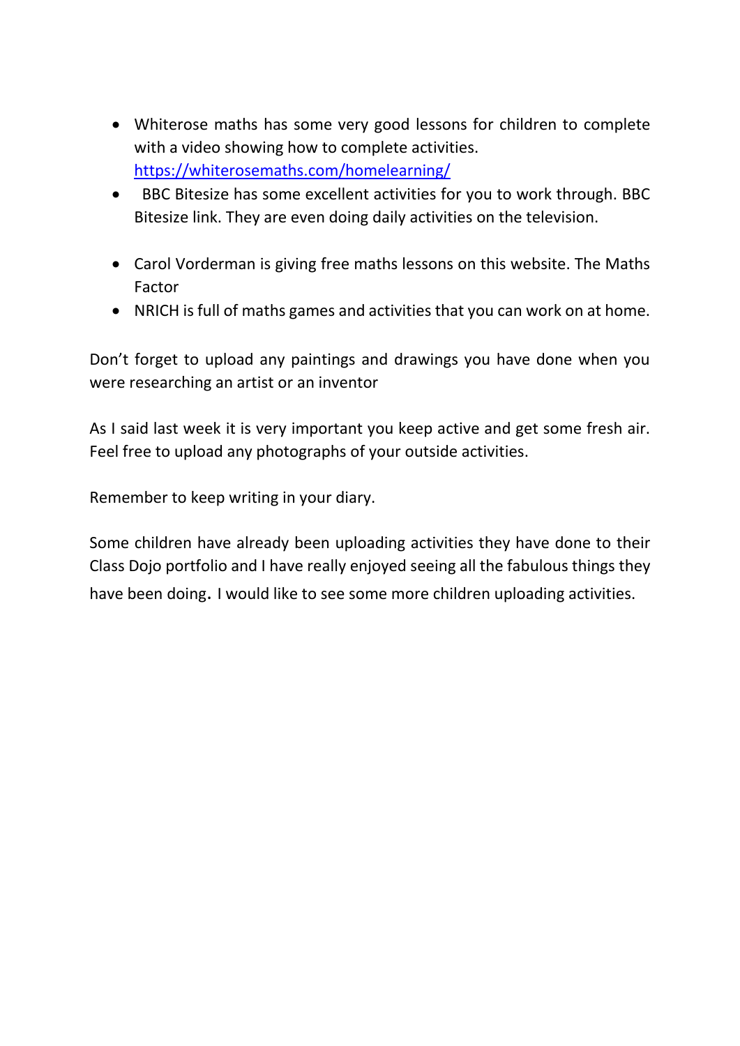- Whiterose maths has some very good lessons for children to complete with a video showing how to complete activities. [https://whiterosemaths.com/homelearning/](https://whiterosemaths.com/homelearning/)
- BBC Bitesize has some excellent activities for you to work through. BBC Bitesize link. They are even doing daily activities on the television.
- Carol Vorderman is giving free maths lessons on this website. The Maths Factor
- NRICH is full of maths games and activities that you can work on at home.

Don't forget to upload any paintings and drawings you have done when you were researching an artist or an inventor

As I said last week it is very important you keep active and get some fresh air. Feel free to upload any photographs of your outside activities.

Remember to keep writing in your diary.

Some children have already been uploading activities they have done to their Class Dojo portfolio and I have really enjoyed seeing all the fabulous things they have been doing. I would like to see some more children uploading activities.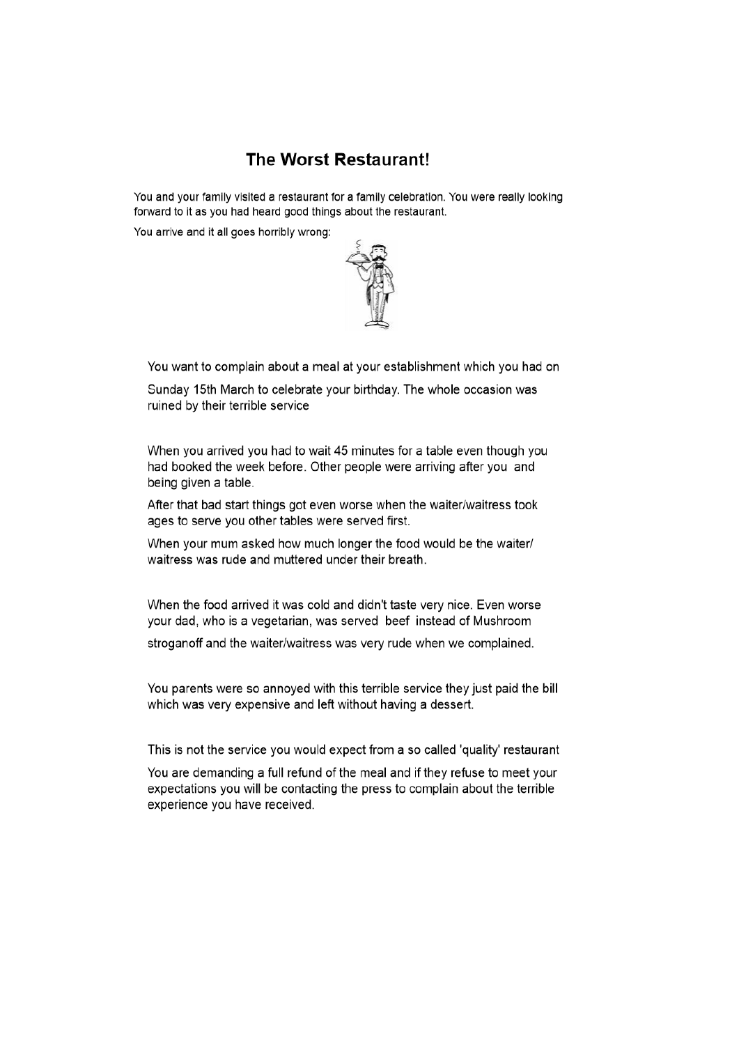## The Worst Restaurant!

You and your family visited a restaurant for a family celebration. You were really looking forward to it as you had heard good things about the restaurant.

You arrive and it all goes horribly wrong:

You want to complain about a meal at your establishment which you had on Sunday 15th March to celebrate your birthday. The whole occasion was ruined by their terrible service

When you arrived you had to wait 45 minutes for a table even though you had booked the week before. Other people were arriving after you and being given a table.

After that bad start things got even worse when the waiter/waitress took ages to serve you other tables were served first.

When your mum asked how much longer the food would be the waiter/ waitress was rude and muttered under their breath.

When the food arrived it was cold and didn't taste very nice. Even worse your dad, who is a vegetarian, was served beef instead of Mushroom stroganoff and the waiter/waitress was very rude when we complained.

You parents were so annoyed with this terrible service they just paid the bill which was very expensive and left without having a dessert.

This is not the service you would expect from a so called 'quality' restaurant

You are demanding a full refund of the meal and if they refuse to meet your expectations you will be contacting the press to complain about the terrible experience you have received.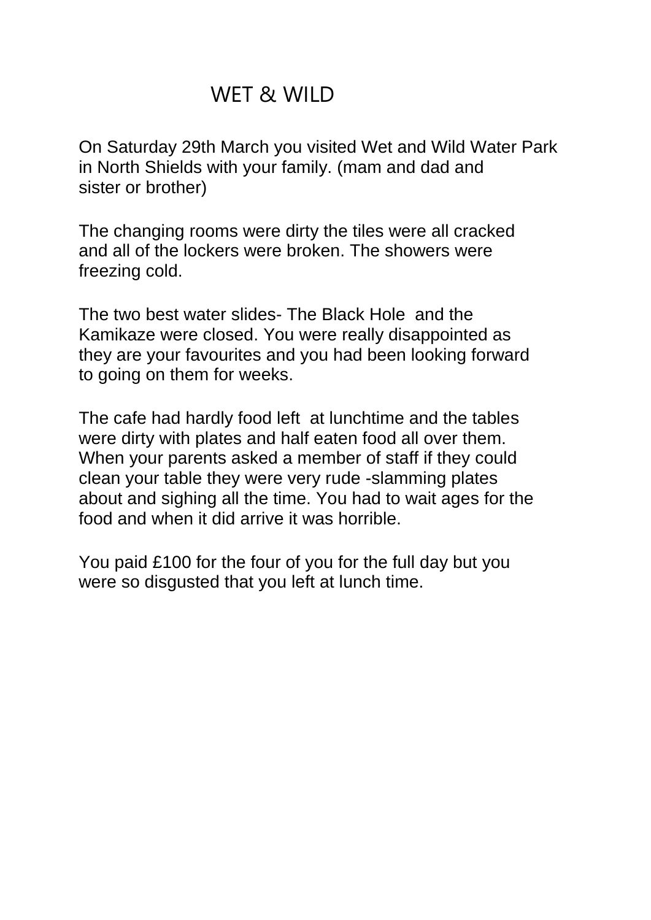# WET & WILD

On Saturday 29th March you visited Wet and Wild Water Park in North Shields with your family. (mam and dad and sister or brother)

The changing rooms were dirty the tiles were all cracked and all of the lockers were broken. The showers were freezing cold.

The two best water slides- The Black Hole and the Kamikaze were closed. You were really disappointed as they are your favourites and you had been looking forward to going on them for weeks.

The cafe had hardly food left at lunchtime and the tables were dirty with plates and half eaten food all over them. When your parents asked a member of staff if they could clean your table they were very rude -slamming plates about and sighing all the time. You had to wait ages for the food and when it did arrive it was horrible.

You paid £100 for the four of you for the full day but you were so disgusted that you left at lunch time.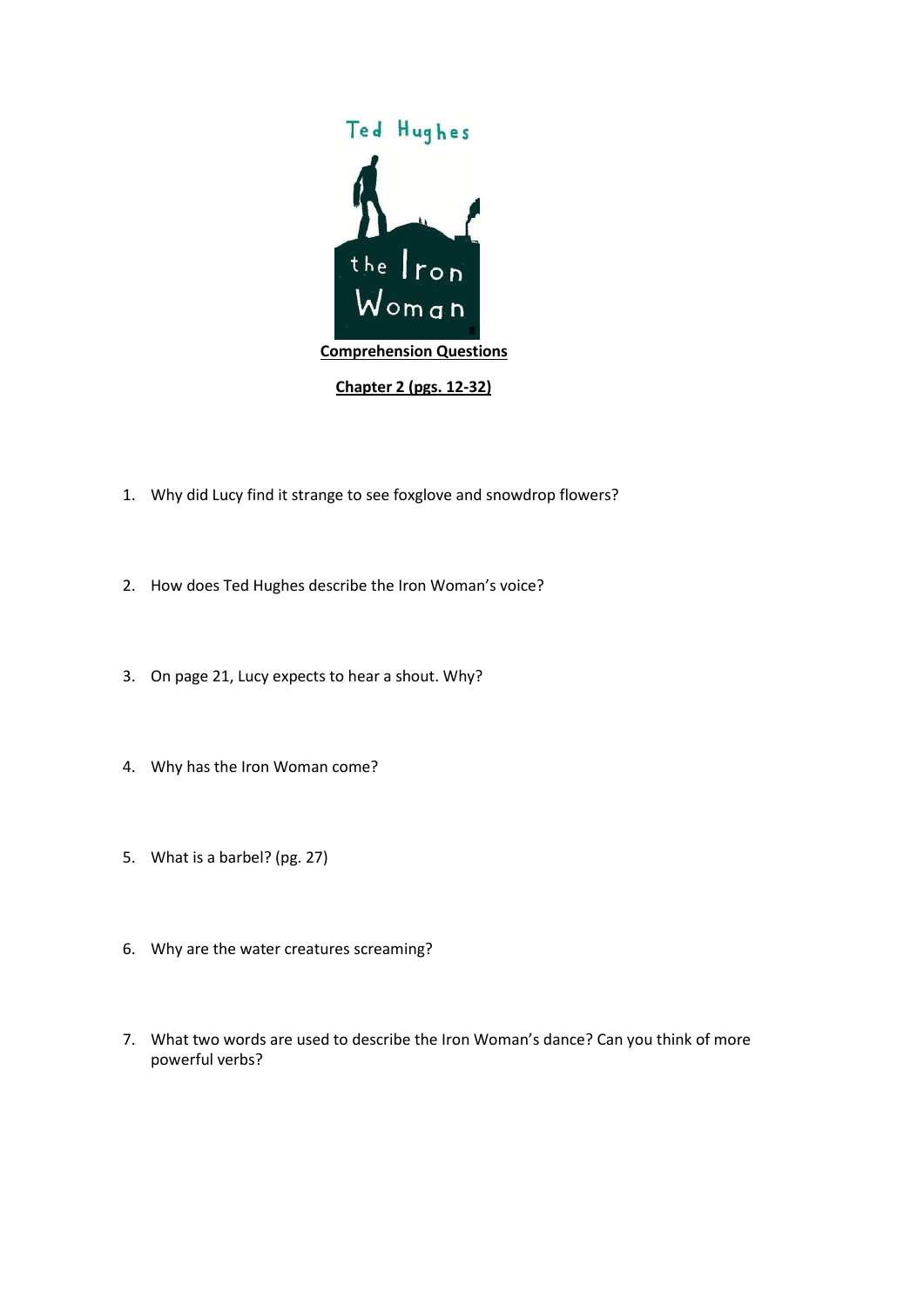Ted Hughes

the Iron Woman

**Comprehension Questions**

**Chapter 2 (pgs. 12-32)**

1. Why did Lucy find it strange to see foxglove and snowdrop flowers?

2. How does Ted Hughes describe the Iron Woman's voice?

3. On page 21, Lucy expects to hear a shout. Why?

4. Why has the Iron Woman come?

5. What is a barbel? (pg. 27)

6. Why are the water creatures screaming?

7. What two words are used to describe the Iron Woman's dance? Can you think of more powerful verbs?